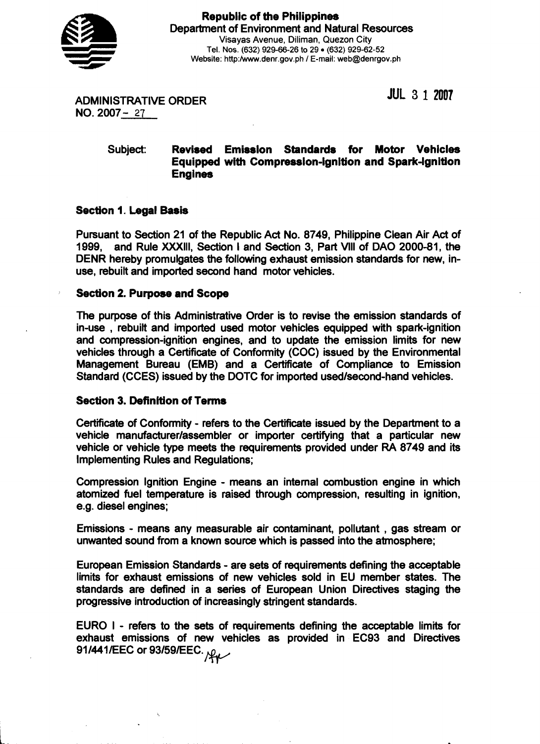**Republic of the Philippines**
Department of Environment and Natural Resources
Visayas Avenue, Diliman, Quezon City
Tel. Nos. (632) 929-66-26 to 29 • (632) 929-62-52
Website: http:/www.denr.gov.ph / E-mail: web@denrgov.ph

ADMINISTRATIVE ORDER
NO. 2007- 27

JUL 3 1 2007

Subject: **Revised Emission Standards for Motor Vehicles Equipped with Compression-Ignition and Spark-Ignition Engines**

**Section 1. Legal Basis**

Pursuant to Section 21 of the Republic Act No. 8749, Philippine Clean Air Act of 1999, and Rule XXXIII, Section I and Section 3, Part VIII of DAO 2000-81, the DENR hereby promulgates the following exhaust emission standards for new, in-use, rebuilt and imported second hand motor vehicles.

**Section 2. Purpose and Scope**

The purpose of this Administrative Order is to revise the emission standards of in-use , rebuilt and imported used motor vehicles equipped with spark-ignition and compression-ignition engines, and to update the emission limits for new vehicles through a Certificate of Conformity (COC) issued by the Environmental Management Bureau (EMB) and a Certificate of Compliance to Emission Standard (CCES) issued by the DOTC for imported used/second-hand vehicles.

**Section 3. Definition of Terms**

Certificate of Conformity - refers to the Certificate issued by the Department to a vehicle manufacturer/assembler or importer certifying that a particular new vehicle or vehicle type meets the requirements provided under RA 8749 and its Implementing Rules and Regulations;

Compression Ignition Engine - means an internal combustion engine in which atomized fuel temperature is raised through compression, resulting in ignition, e.g. diesel engines;

Emissions - means any measurable air contaminant, pollutant , gas stream or unwanted sound from a known source which is passed into the atmosphere;

European Emission Standards - are sets of requirements defining the acceptable limits for exhaust emissions of new vehicles sold in EU member states. The standards are defined in a series of European Union Directives staging the progressive introduction of increasingly stringent standards.

EURO I - refers to the sets of requirements defining the acceptable limits for exhaust emissions of new vehicles as provided in EC93 and Directives 91/441/EEC or 93/59/EEC.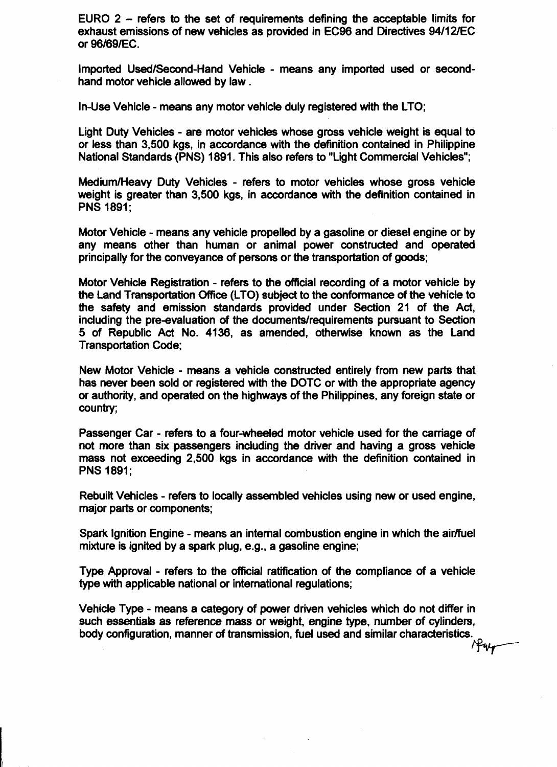EURO 2 – refers to the set of requirements defining the acceptable limits for exhaust emissions of new vehicles as provided in EC96 and Directives 94/12/EC or 96/69/EC.

Imported Used/Second-Hand Vehicle - means any imported used or second-hand motor vehicle allowed by law .

In-Use Vehicle - means any motor vehicle duly registered with the LTO;

Light Duty Vehicles - are motor vehicles whose gross vehicle weight is equal to or less than 3,500 kgs, in accordance with the definition contained in Philippine National Standards (PNS) 1891. This also refers to "Light Commercial Vehicles";

Medium/Heavy Duty Vehicles - refers to motor vehicles whose gross vehicle weight is greater than 3,500 kgs, in accordance with the definition contained in PNS 1891;

Motor Vehicle - means any vehicle propelled by a gasoline or diesel engine or by any means other than human or animal power constructed and operated principally for the conveyance of persons or the transportation of goods;

Motor Vehicle Registration - refers to the official recording of a motor vehicle by the Land Transportation Office (LTO) subject to the conformance of the vehicle to the safety and emission standards provided under Section 21 of the Act, including the pre-evaluation of the documents/requirements pursuant to Section 5 of Republic Act No. 4136, as amended, otherwise known as the Land Transportation Code;

New Motor Vehicle - means a vehicle constructed entirely from new parts that has never been sold or registered with the DOTC or with the appropriate agency or authority, and operated on the highways of the Philippines, any foreign state or country;

Passenger Car - refers to a four-wheeled motor vehicle used for the carriage of not more than six passengers including the driver and having a gross vehicle mass not exceeding 2,500 kgs in accordance with the definition contained in PNS 1891;

Rebuilt Vehicles - refers to locally assembled vehicles using new or used engine, major parts or components;

Spark Ignition Engine - means an internal combustion engine in which the air/fuel mixture is ignited by a spark plug, e.g., a gasoline engine;

Type Approval - refers to the official ratification of the compliance of a vehicle type with applicable national or international regulations;

Vehicle Type - means a category of power driven vehicles which do not differ in such essentials as reference mass or weight, engine type, number of cylinders, body configuration, manner of transmission, fuel used and similar characteristics.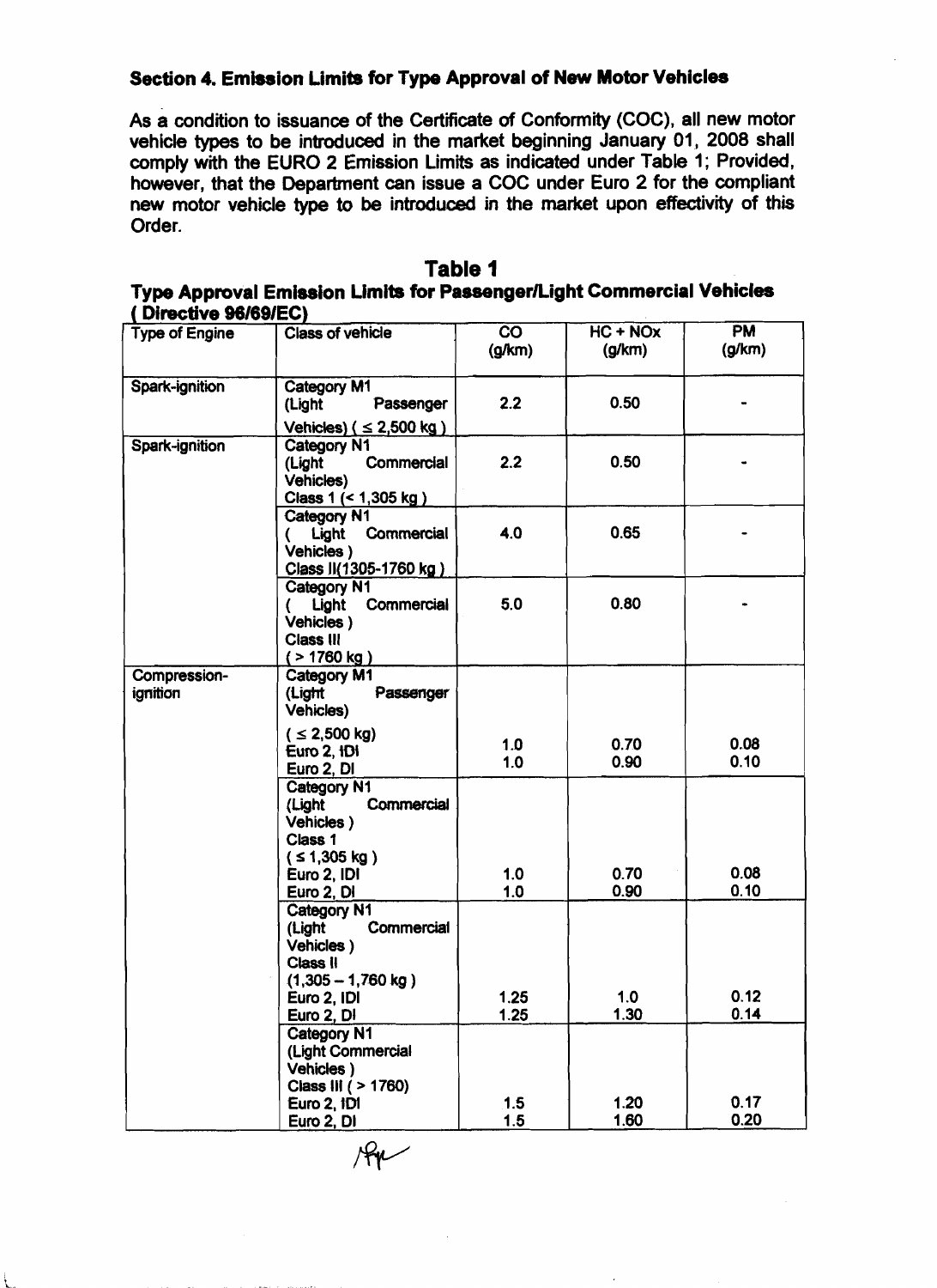### Section 4. Emission Limits for Type Approval of New Motor Vehicles

As a condition to issuance of the Certificate of Conformity (COC), all new motor vehicle types to be introduced in the market beginning January 01, 2008 shall comply with the EURO 2 Emission Limits as indicated under Table 1; Provided, however, that the Department can issue a COC under Euro 2 for the compliant new motor vehicle type to be introduced in the market upon effectivity of this Order.

**Table 1**

**Type Approval Emission Limits for Passenger/Light Commercial Vehicles ( Directive 96/69/EC)**

| Type of Engine | Class of vehicle | CO (g/km) | HC + NOx (g/km) | PM (g/km) |
|---|---|---|---|---|
| Spark-ignition | Category M1 (Light Passenger Vehicles) ( ≤ 2,500 kg ) | 2.2 | 0.50 | - |
| Spark-ignition | Category N1 (Light Commercial Vehicles) Class 1 (< 1,305 kg ) | 2.2 | 0.50 | - |
| | Category N1 ( Light Commercial Vehicles ) Class II(1305-1760 kg ) | 4.0 | 0.65 | - |
| | Category N1 ( Light Commercial Vehicles ) Class III ( > 1760 kg ) | 5.0 | 0.80 | - |
| Compression-ignition | Category M1 (Light Passenger Vehicles) ( ≤ 2,500 kg) Euro 2, IDI | 1.0 | 0.70 | 0.08 |
| | Euro 2, DI | 1.0 | 0.90 | 0.10 |
| | Category N1 (Light Commercial Vehicles ) Class 1 ( ≤ 1,305 kg ) Euro 2, IDI | 1.0 | 0.70 | 0.08 |
| | Euro 2, DI | 1.0 | 0.90 | 0.10 |
| | Category N1 (Light Commercial Vehicles ) Class II (1,305 – 1,760 kg ) Euro 2, IDI | 1.25 | 1.0 | 0.12 |
| | Euro 2, DI | 1.25 | 1.30 | 0.14 |
| | Category N1 (Light Commercial Vehicles ) Class III ( > 1760) Euro 2, IDI | 1.5 | 1.20 | 0.17 |
| | Euro 2, DI | 1.5 | 1.60 | 0.20 |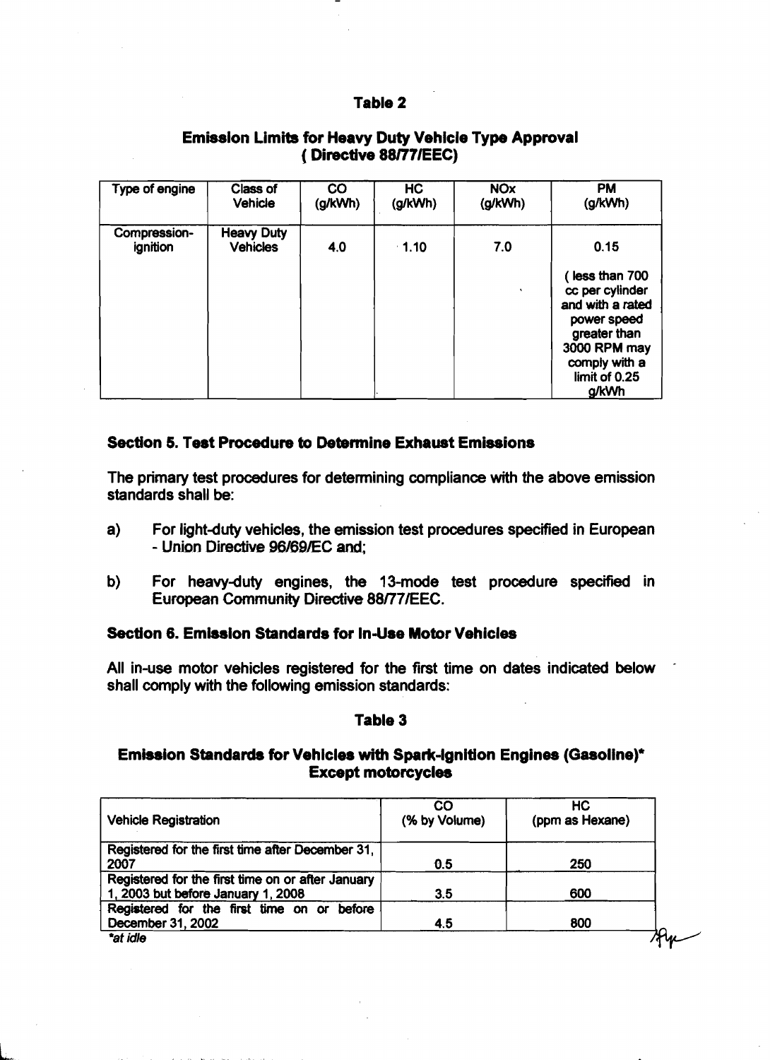**Table 2**

**Emission Limits for Heavy Duty Vehicle Type Approval ( Directive 88/77/EEC)**

| Type of engine | Class of Vehicle | CO (g/kWh) | HC (g/kWh) | NOx (g/kWh) | PM (g/kWh) |
|---|---|---|---|---|---|
| Compression-ignition | Heavy Duty Vehicles | 4.0 | 1.10 | 7.0 | 0.15 ( less than 700 cc per cylinder and with a rated power speed greater than 3000 RPM may comply with a limit of 0.25 g/kWh |

## Section 5. Test Procedure to Determine Exhaust Emissions

The primary test procedures for determining compliance with the above emission standards shall be:

a) For light-duty vehicles, the emission test procedures specified in European - Union Directive 96/69/EC and;

b) For heavy-duty engines, the 13-mode test procedure specified in European Community Directive 88/77/EEC.

## Section 6. Emission Standards for In-Use Motor Vehicles

All in-use motor vehicles registered for the first time on dates indicated below shall comply with the following emission standards:

**Table 3**

**Emission Standards for Vehicles with Spark-Ignition Engines (Gasoline)\* Except motorcycles**

| Vehicle Registration | CO (% by Volume) | HC (ppm as Hexane) |
|---|---|---|
| Registered for the first time after December 31, 2007 | 0.5 | 250 |
| Registered for the first time on or after January 1, 2003 but before January 1, 2008 | 3.5 | 600 |
| Registered for the first time on or before December 31, 2002 | 4.5 | 800 |

*\*at idle*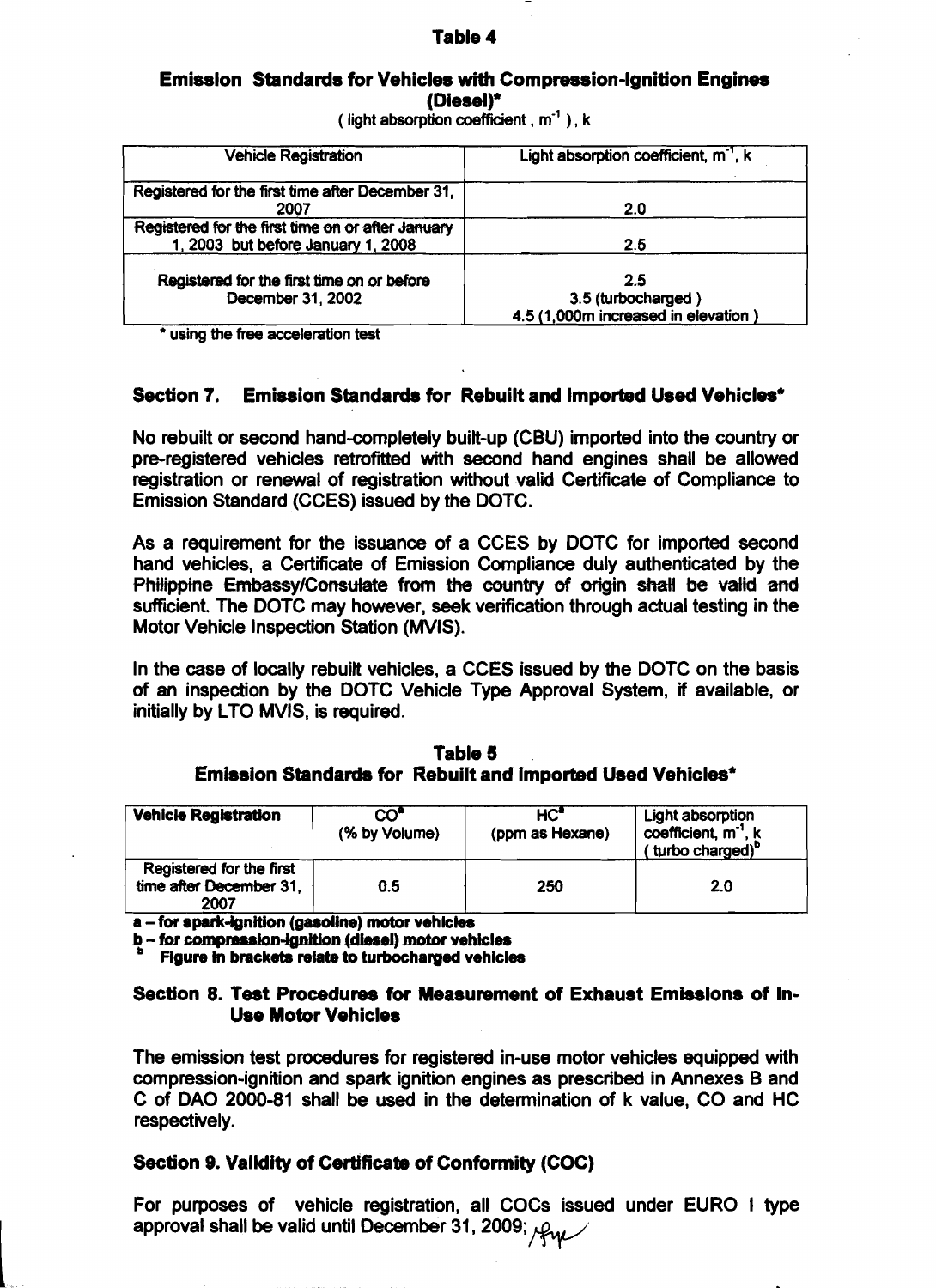**Table 4**

**Emission Standards for Vehicles with Compression-Ignition Engines (Diesel)***

( light absorption coefficient , $m^{-1}$ ), k

| Vehicle Registration | Light absorption coefficient, $m^{-1}$, k |
|---|---|
| Registered for the first time after December 31, 2007 | 2.0 |
| Registered for the first time on or after January 1, 2003 but before January 1, 2008 | 2.5 |
| Registered for the first time on or before December 31, 2002 | 2.5<br>3.5 (turbocharged )<br>4.5 (1,000m increased in elevation ) |

* using the free acceleration test

## Section 7. Emission Standards for Rebuilt and Imported Used Vehicles*

No rebuilt or second hand-completely built-up (CBU) imported into the country or pre-registered vehicles retrofitted with second hand engines shall be allowed registration or renewal of registration without valid Certificate of Compliance to Emission Standard (CCES) issued by the DOTC.

As a requirement for the issuance of a CCES by DOTC for imported second hand vehicles, a Certificate of Emission Compliance duly authenticated by the Philippine Embassy/Consulate from the country of origin shall be valid and sufficient. The DOTC may however, seek verification through actual testing in the Motor Vehicle Inspection Station (MVIS).

In the case of locally rebuilt vehicles, a CCES issued by the DOTC on the basis of an inspection by the DOTC Vehicle Type Approval System, if available, or initially by LTO MVIS, is required.

**Table 5**

**Emission Standards for Rebuilt and Imported Used Vehicles***

| Vehicle Registration | CO[a] (% by Volume) | HC[a] (ppm as Hexane) | Light absorption coefficient, $m^{-1}$, k ( turbo charged)[b] |
|---|---|---|---|
| Registered for the first time after December 31, 2007 | 0.5 | 250 | 2.0 |

**a – for spark-ignition (gasoline) motor vehicles**

**b – for compression-ignition (diesel) motor vehicles**

[b] **Figure in brackets relate to turbocharged vehicles**

## Section 8. Test Procedures for Measurement of Exhaust Emissions of In-Use Motor Vehicles

The emission test procedures for registered in-use motor vehicles equipped with compression-ignition and spark ignition engines as prescribed in Annexes B and C of DAO 2000-81 shall be used in the determination of k value, CO and HC respectively.

## Section 9. Validity of Certificate of Conformity (COC)

For purposes of vehicle registration, all COCs issued under EURO I type approval shall be valid until December 31, 2009;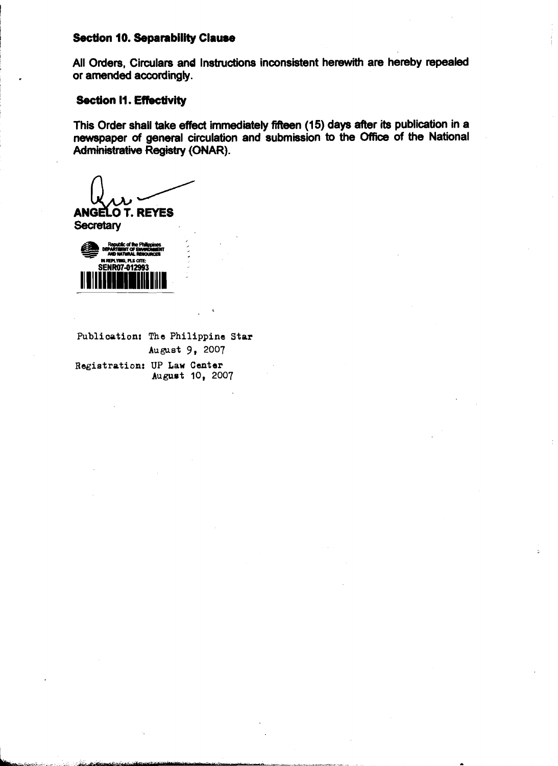## Section 10. Separability Clause

All Orders, Circulars and Instructions inconsistent herewith are hereby repealed or amended accordingly.

## Section 11. Effectivity

This Order shall take effect immediately fifteen (15) days after its publication in a newspaper of general circulation and submission to the Office of the National Administrative Registry (ONAR).

**ANGELO T. REYES**
**Secretary**

Republic of the Philippines
DEPARTMENT OF ENVIRONMENT AND NATURAL RESOURCES
IN REPLYING, PLS CITE:
SENR07-012993

Publication: The Philippine Star
August 9, 2007

Registration: UP Law Center
August 10, 2007